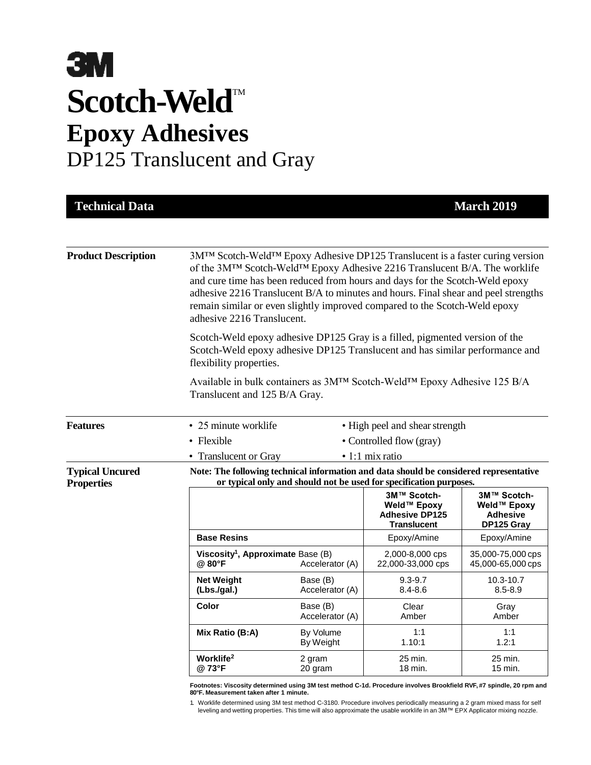# 3M

# Scotch-Weld™

## Epoxy Adhesives

## DP125 Translucent and Gray

**Technical Data** **March 2019**

---

**Product Description**

3M™ Scotch-Weld™ Epoxy Adhesive DP125 Translucent is a faster curing version of the 3M™ Scotch-Weld™ Epoxy Adhesive 2216 Translucent B/A. The worklife and cure time has been reduced from hours and days for the Scotch-Weld epoxy adhesive 2216 Translucent B/A to minutes and hours. Final shear and peel strengths remain similar or even slightly improved compared to the Scotch-Weld epoxy adhesive 2216 Translucent.

Scotch-Weld epoxy adhesive DP125 Gray is a filled, pigmented version of the Scotch-Weld epoxy adhesive DP125 Translucent and has similar performance and flexibility properties.

Available in bulk containers as 3M™ Scotch-Weld™ Epoxy Adhesive 125 B/A Translucent and 125 B/A Gray.

---

**Features**

- 25 minute worklife
- Flexible
- Translucent or Gray
- High peel and shear strength
- Controlled flow (gray)
- 1:1 mix ratio

---

**Typical Uncured Properties**

**Note: The following technical information and data should be considered representative or typical only and should not be used for specification purposes.**

| | | 3M™ Scotch-Weld™ Epoxy Adhesive DP125 Translucent | 3M™ Scotch-Weld™ Epoxy Adhesive DP125 Gray |
|---|---|---|---|
| **Base Resins** | | Epoxy/Amine | Epoxy/Amine |
| **Viscosity[1], Approximate @ 80°F** | Base (B)<br>Accelerator (A) | 2,000-8,000 cps<br>22,000-33,000 cps | 35,000-75,000 cps<br>45,000-65,000 cps |
| **Net Weight (Lbs./gal.)** | Base (B)<br>Accelerator (A) | 9.3-9.7<br>8.4-8.6 | 10.3-10.7<br>8.5-8.9 |
| **Color** | Base (B)<br>Accelerator (A) | Clear<br>Amber | Gray<br>Amber |
| **Mix Ratio (B:A)** | By Volume<br>By Weight | 1:1<br>1.10:1 | 1:1<br>1.2:1 |
| **Worklife[2] @ 73°F** | 2 gram<br>20 gram | 25 min.<br>18 min. | 25 min.<br>15 min. |

**Footnotes: Viscosity determined using 3M test method C-1d. Procedure involves Brookfield RVF, #7 spindle, 20 rpm and 80°F. Measurement taken after 1 minute.**

1. Worklife determined using 3M test method C-3180. Procedure involves periodically measuring a 2 gram mixed mass for self leveling and wetting properties. This time will also approximate the usable worklife in an 3M™ EPX Applicator mixing nozzle.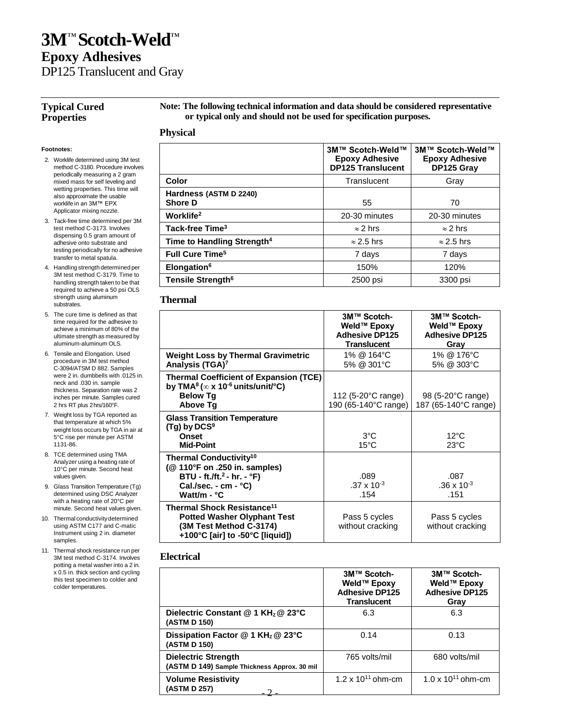# 3M™ Scotch-Weld™

## Epoxy Adhesives

DP125 Translucent and Gray

## Typical Cured Properties

**Note: The following technical information and data should be considered representative or typical only and should not be used for specification purposes.**

### Physical

| | 3M™ Scotch-Weld™ Epoxy Adhesive DP125 Translucent | 3M™ Scotch-Weld™ Epoxy Adhesive DP125 Gray |
|---|---|---|
| **Color** | Translucent | Gray |
| **Hardness (ASTM D 2240) Shore D** | 55 | 70 |
| **Worklife[2]** | 20-30 minutes | 20-30 minutes |
| **Tack-free Time[3]** | ≈ 2 hrs | ≈ 2 hrs |
| **Time to Handling Strength[4]** | ≈ 2.5 hrs | ≈ 2.5 hrs |
| **Full Cure Time[5]** | 7 days | 7 days |
| **Elongation[6]** | 150% | 120% |
| **Tensile Strength[6]** | 2500 psi | 3300 psi |

### Thermal

| | 3M™ Scotch-Weld™ Epoxy Adhesive DP125 Translucent | 3M™ Scotch-Weld™ Epoxy Adhesive DP125 Gray |
|---|---|---|
| **Weight Loss by Thermal Gravimetric Analysis (TGA)[7]** | 1% @ 164°C<br>5% @ 301°C | 1% @ 176°C<br>5% @ 303°C |
| **Thermal Coefficient of Expansion (TCE) by TMA[8] ($\infty$ x $10^{-6}$ units/unit/°C)**<br>**Below Tg**<br>**Above Tg** | <br><br>112 (5-20°C range)<br>190 (65-140°C range) | <br><br>98 (5-20°C range)<br>187 (65-140°C range) |
| **Glass Transition Temperature (Tg) by DCS[9]**<br>**Onset**<br>**Mid-Point** | <br>3°C<br>15°C | <br>12°C<br>23°C |
| **Thermal Conductivity[10] (@ 110°F on .250 in. samples)**<br>**BTU - ft./ft.$^2$ - hr. - °F)**<br>**Cal./sec. - cm - °C)**<br>**Watt/m - °C** | <br>.089<br>.37 x $10^{-3}$<br>.154 | <br>.087<br>.36 x $10^{-3}$<br>.151 |
| **Thermal Shock Resistance[11]**<br>**Potted Washer Olyphant Test (3M Test Method C-3174) +100°C [air] to -50°C [liquid])** | Pass 5 cycles without cracking | Pass 5 cycles without cracking |

### Electrical

| | 3M™ Scotch-Weld™ Epoxy Adhesive DP125 Translucent | 3M™ Scotch-Weld™ Epoxy Adhesive DP125 Gray |
|---|---|---|
| **Dielectric Constant @ 1 KH$_z$ @ 23°C (ASTM D 150)** | 6.3 | 6.3 |
| **Dissipation Factor @ 1 KH$_z$ @ 23°C (ASTM D 150)** | 0.14 | 0.13 |
| **Dielectric Strength (ASTM D 149) Sample Thickness Approx. 30 mil** | 765 volts/mil | 680 volts/mil |
| **Volume Resistivity (ASTM D 257)** | 1.2 x $10^{11}$ ohm-cm | 1.0 x $10^{11}$ ohm-cm |

**Footnotes:**

2. Worklife determined using 3M test method C-3180. Procedure involves periodically measuring a 2 gram mixed mass for self leveling and wetting properties. This time will also approximate the usable worklife in an 3M™ EPX Applicator mixing nozzle.
3. Tack-free time determined per 3M test method C-3173. Involves dispensing 0.5 gram amount of adhesive onto substrate and testing periodically for no adhesive transfer to metal spatula.
4. Handling strength determined per 3M test method C-3179. Time to handling strength taken to be that required to achieve a 50 psi OLS strength using aluminum substrates.
5. The cure time is defined as that time required for the adhesive to achieve a minimum of 80% of the ultimate strength as measured by aluminum-aluminum OLS.
6. Tensile and Elongation. Used procedure in 3M test method C-3094/ATSM D 882. Samples were 2 in. dumbbells with .0125 in. neck and .030 in. sample thickness. Separation rate was 2 inches per minute. Samples cured 2 hrs RT plus 2 hrs/160°F.
7. Weight loss by TGA reported as that temperature at which 5% weight loss occurs by TGA in air at 5°C rise per minute per ASTM 1131-86.
8. TCE determined using TMA Analyzer using a heating rate of 10°C per minute. Second heat values given.
9. Glass Transition Temperature (Tg) determined using DSC Analyzer with a heating rate of 20°C per minute. Second heat values given.
10. Thermal conductivity determined using ASTM C177 and C-matic Instrument using 2 in. diameter samples.
11. Thermal shock resistance run per 3M test method C-3174. Involves potting a metal washer into a 2 in. x 0.5 in. thick section and cycling this test specimen to colder and colder temperatures.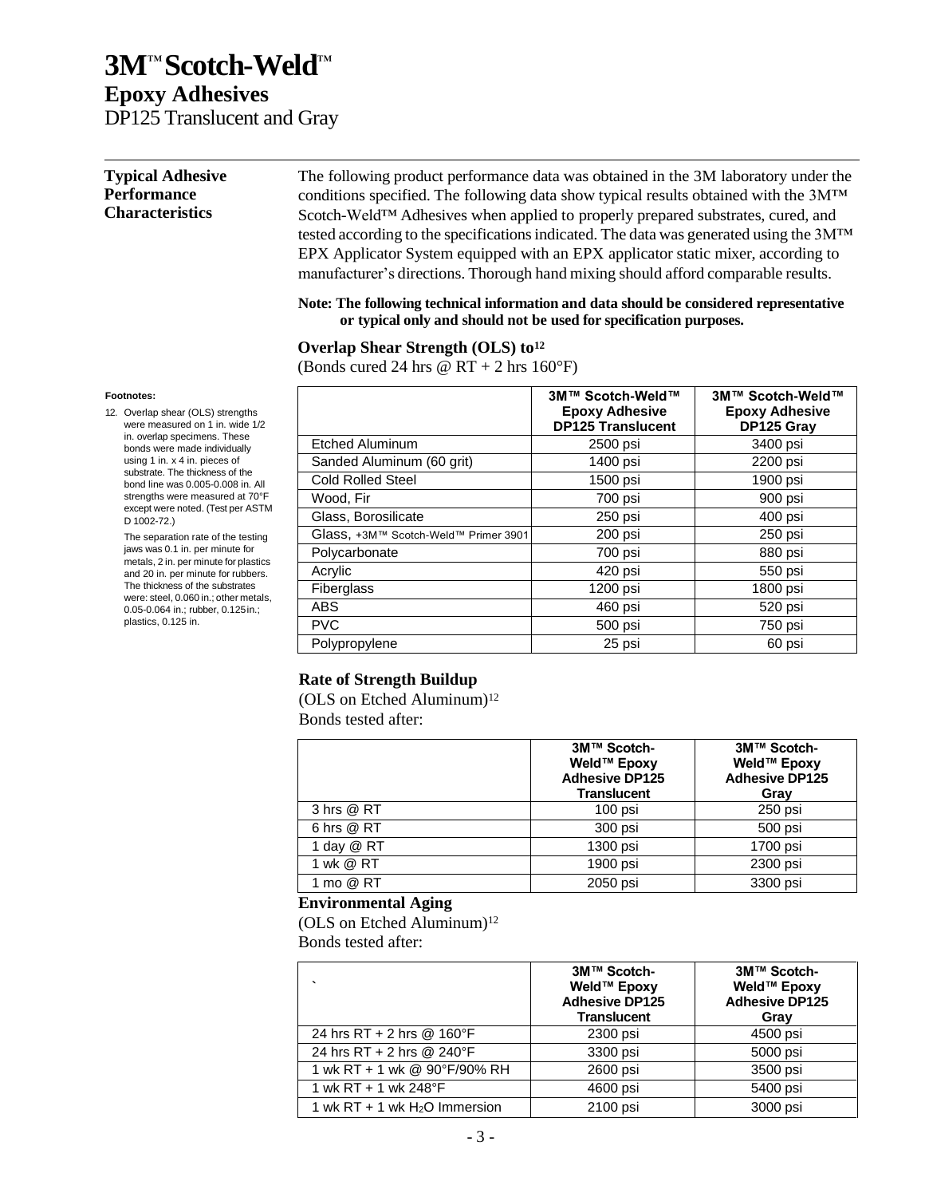# 3M™ Scotch-Weld™

## Epoxy Adhesives

DP125 Translucent and Gray

### Typical Adhesive Performance Characteristics

The following product performance data was obtained in the 3M laboratory under the conditions specified. The following data show typical results obtained with the 3M™ Scotch-Weld™ Adhesives when applied to properly prepared substrates, cured, and tested according to the specifications indicated. The data was generated using the 3M™ EPX Applicator System equipped with an EPX applicator static mixer, according to manufacturer's directions. Thorough hand mixing should afford comparable results.

**Note: The following technical information and data should be considered representative or typical only and should not be used for specification purposes.**

**Overlap Shear Strength (OLS) to[12]**

(Bonds cured 24 hrs @ RT + 2 hrs 160°F)

| | 3M™ Scotch-Weld™ Epoxy Adhesive DP125 Translucent | 3M™ Scotch-Weld™ Epoxy Adhesive DP125 Gray |
|---|---|---|
| Etched Aluminum | 2500 psi | 3400 psi |
| Sanded Aluminum (60 grit) | 1400 psi | 2200 psi |
| Cold Rolled Steel | 1500 psi | 1900 psi |
| Wood, Fir | 700 psi | 900 psi |
| Glass, Borosilicate | 250 psi | 400 psi |
| Glass, +3M™ Scotch-Weld™ Primer 3901 | 200 psi | 250 psi |
| Polycarbonate | 700 psi | 880 psi |
| Acrylic | 420 psi | 550 psi |
| Fiberglass | 1200 psi | 1800 psi |
| ABS | 460 psi | 520 psi |
| PVC | 500 psi | 750 psi |
| Polypropylene | 25 psi | 60 psi |

**Rate of Strength Buildup**

(OLS on Etched Aluminum)[12]

Bonds tested after:

| | 3M™ Scotch-Weld™ Epoxy Adhesive DP125 Translucent | 3M™ Scotch-Weld™ Epoxy Adhesive DP125 Gray |
|---|---|---|
| 3 hrs @ RT | 100 psi | 250 psi |
| 6 hrs @ RT | 300 psi | 500 psi |
| 1 day @ RT | 1300 psi | 1700 psi |
| 1 wk @ RT | 1900 psi | 2300 psi |
| 1 mo @ RT | 2050 psi | 3300 psi |

**Environmental Aging**

(OLS on Etched Aluminum)[12]

Bonds tested after:

| ` | 3M™ Scotch-Weld™ Epoxy Adhesive DP125 Translucent | 3M™ Scotch-Weld™ Epoxy Adhesive DP125 Gray |
|---|---|---|
| 24 hrs RT + 2 hrs @ 160°F | 2300 psi | 4500 psi |
| 24 hrs RT + 2 hrs @ 240°F | 3300 psi | 5000 psi |
| 1 wk RT + 1 wk @ 90°F/90% RH | 2600 psi | 3500 psi |
| 1 wk RT + 1 wk 248°F | 4600 psi | 5400 psi |
| 1 wk RT + 1 wk $H_2O$ Immersion | 2100 psi | 3000 psi |

**Footnotes:**

12. Overlap shear (OLS) strengths were measured on 1 in. wide 1/2 in. overlap specimens. These bonds were made individually using 1 in. x 4 in. pieces of substrate. The thickness of the bond line was 0.005-0.008 in. All strengths were measured at 70°F except were noted. (Test per ASTM D 1002-72.)

    The separation rate of the testing jaws was 0.1 in. per minute for metals, 2 in. per minute for plastics and 20 in. per minute for rubbers. The thickness of the substrates were: steel, 0.060 in.; other metals, 0.05-0.064 in.; rubber, 0.125 in.; plastics, 0.125 in.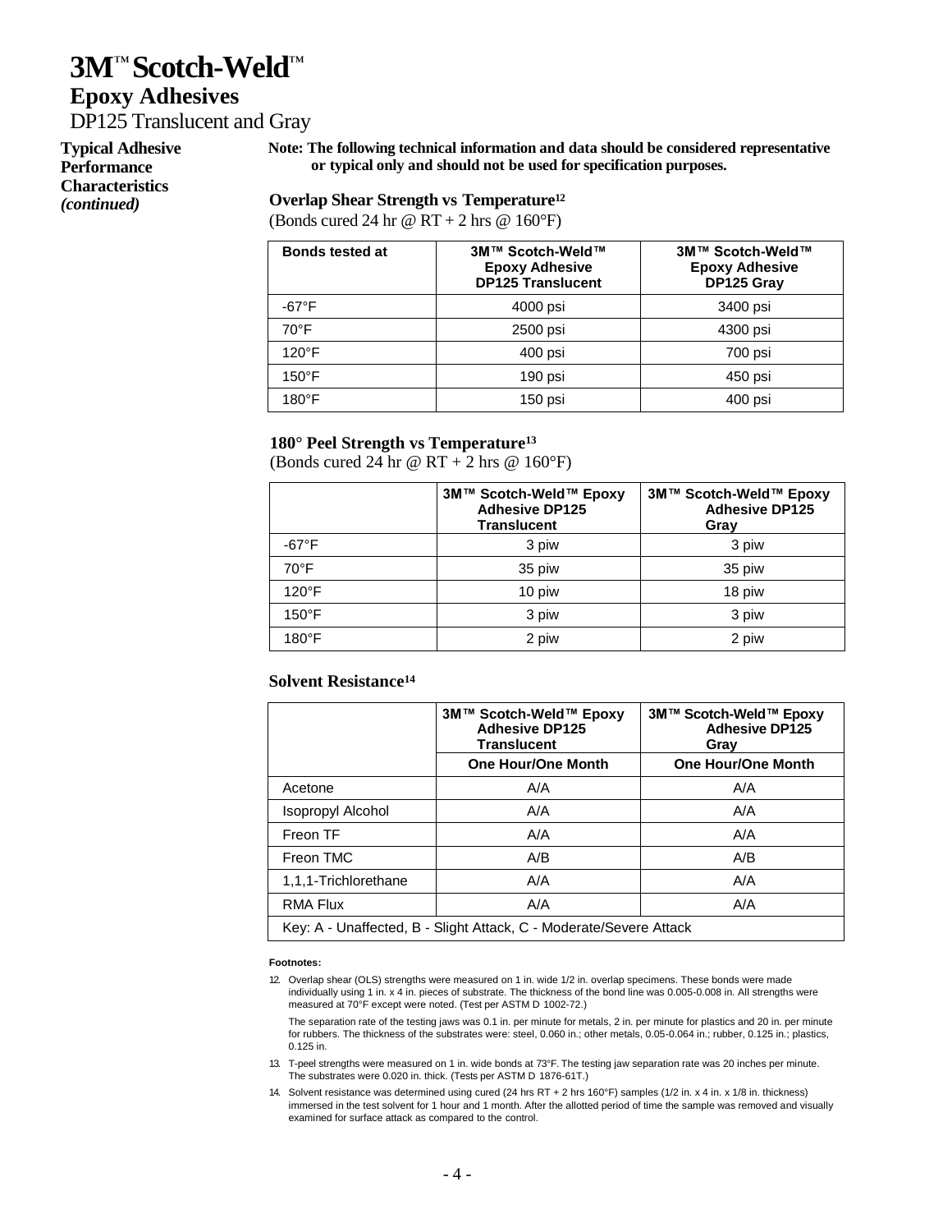# 3M™ Scotch-Weld™

## Epoxy Adhesives

DP125 Translucent and Gray

**Typical Adhesive Performance Characteristics** ***(continued)***

**Note: The following technical information and data should be considered representative or typical only and should not be used for specification purposes.**

### Overlap Shear Strength vs Temperature[12]

(Bonds cured 24 hr @ RT + 2 hrs @ 160°F)

| Bonds tested at | 3M™ Scotch-Weld™ Epoxy Adhesive DP125 Translucent | 3M™ Scotch-Weld™ Epoxy Adhesive DP125 Gray |
|---|---|---|
| -67°F | 4000 psi | 3400 psi |
| 70°F | 2500 psi | 4300 psi |
| 120°F | 400 psi | 700 psi |
| 150°F | 190 psi | 450 psi |
| 180°F | 150 psi | 400 psi |

### 180° Peel Strength vs Temperature[13]

(Bonds cured 24 hr @ RT + 2 hrs @ 160°F)

| | 3M™ Scotch-Weld™ Epoxy Adhesive DP125 Translucent | 3M™ Scotch-Weld™ Epoxy Adhesive DP125 Gray |
|---|---|---|
| -67°F | 3 piw | 3 piw |
| 70°F | 35 piw | 35 piw |
| 120°F | 10 piw | 18 piw |
| 150°F | 3 piw | 3 piw |
| 180°F | 2 piw | 2 piw |

### Solvent Resistance[14]

| | 3M™ Scotch-Weld™ Epoxy Adhesive DP125 Translucent | 3M™ Scotch-Weld™ Epoxy Adhesive DP125 Gray |
|---|---|---|
| | **One Hour/One Month** | **One Hour/One Month** |
| Acetone | A/A | A/A |
| Isopropyl Alcohol | A/A | A/A |
| Freon TF | A/A | A/A |
| Freon TMC | A/B | A/B |
| 1,1,1-Trichlorethane | A/A | A/A |
| RMA Flux | A/A | A/A |
| Key: A - Unaffected, B - Slight Attack, C - Moderate/Severe Attack | | |

**Footnotes:**

12. Overlap shear (OLS) strengths were measured on 1 in. wide 1/2 in. overlap specimens. These bonds were made individually using 1 in. x 4 in. pieces of substrate. The thickness of the bond line was 0.005-0.008 in. All strengths were measured at 70°F except were noted. (Test per ASTM D 1002-72.)

    The separation rate of the testing jaws was 0.1 in. per minute for metals, 2 in. per minute for plastics and 20 in. per minute for rubbers. The thickness of the substrates were: steel, 0.060 in.; other metals, 0.05-0.064 in.; rubber, 0.125 in.; plastics, 0.125 in.

13. T-peel strengths were measured on 1 in. wide bonds at 73°F. The testing jaw separation rate was 20 inches per minute. The substrates were 0.020 in. thick. (Tests per ASTM D 1876-61T.)

14. Solvent resistance was determined using cured (24 hrs RT + 2 hrs 160°F) samples (1/2 in. x 4 in. x 1/8 in. thickness) immersed in the test solvent for 1 hour and 1 month. After the allotted period of time the sample was removed and visually examined for surface attack as compared to the control.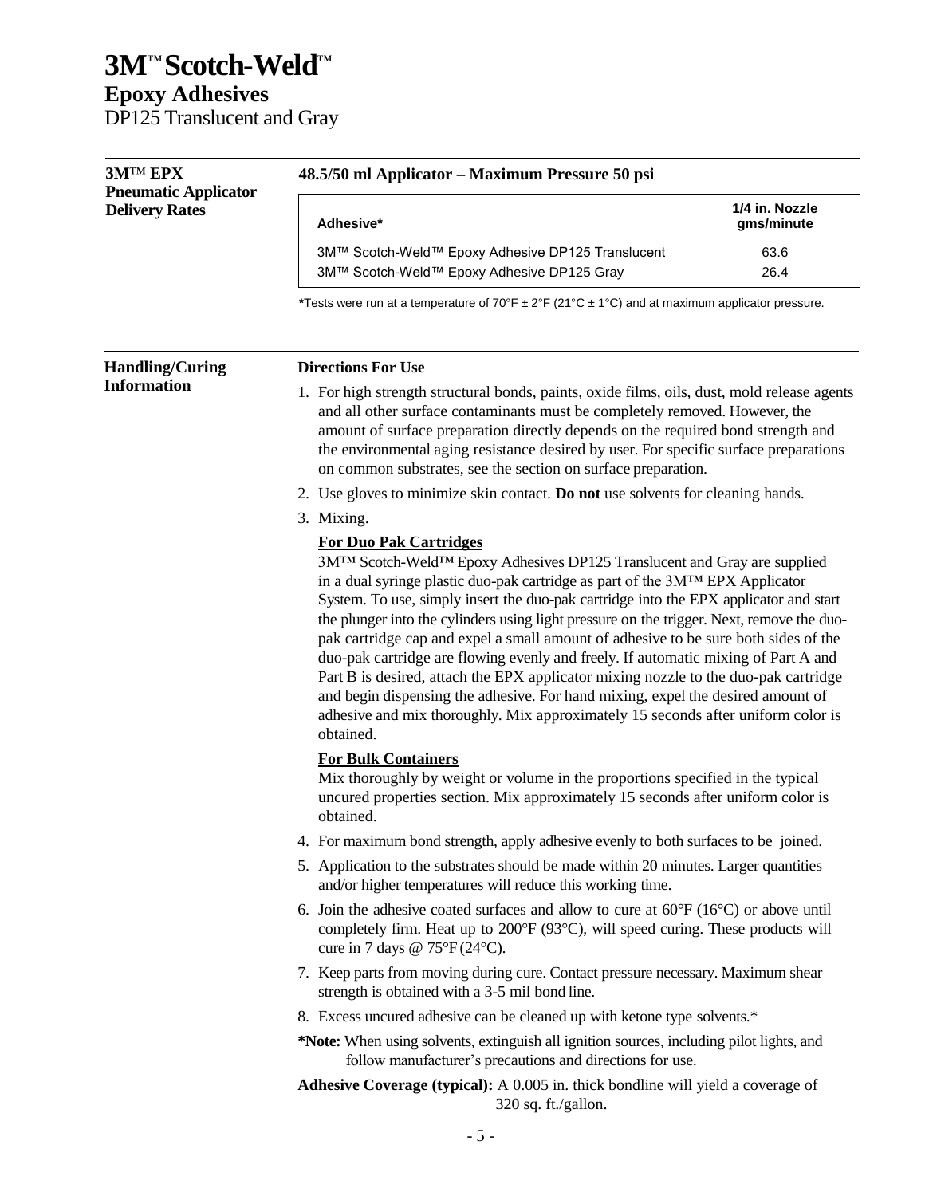# 3M™ Scotch-Weld™

## Epoxy Adhesives

DP125 Translucent and Gray

### 3M™ EPX Pneumatic Applicator Delivery Rates

**48.5/50 ml Applicator – Maximum Pressure 50 psi**

| Adhesive* | 1/4 in. Nozzle gms/minute |
|---|---|
| 3M™ Scotch-Weld™ Epoxy Adhesive DP125 Translucent | 63.6 |
| 3M™ Scotch-Weld™ Epoxy Adhesive DP125 Gray | 26.4 |

**\***Tests were run at a temperature of 70°F ± 2°F (21°C ± 1°C) and at maximum applicator pressure.

### Handling/Curing Information

**Directions For Use**

1. For high strength structural bonds, paints, oxide films, oils, dust, mold release agents and all other surface contaminants must be completely removed. However, the amount of surface preparation directly depends on the required bond strength and the environmental aging resistance desired by user. For specific surface preparations on common substrates, see the section on surface preparation.
2. Use gloves to minimize skin contact. **Do not** use solvents for cleaning hands.
3. Mixing.

   **For Duo Pak Cartridges**

   3M™ Scotch-Weld™ Epoxy Adhesives DP125 Translucent and Gray are supplied in a dual syringe plastic duo-pak cartridge as part of the 3M™ EPX Applicator System. To use, simply insert the duo-pak cartridge into the EPX applicator and start the plunger into the cylinders using light pressure on the trigger. Next, remove the duo-pak cartridge cap and expel a small amount of adhesive to be sure both sides of the duo-pak cartridge are flowing evenly and freely. If automatic mixing of Part A and Part B is desired, attach the EPX applicator mixing nozzle to the duo-pak cartridge and begin dispensing the adhesive. For hand mixing, expel the desired amount of adhesive and mix thoroughly. Mix approximately 15 seconds after uniform color is obtained.

   **For Bulk Containers**

   Mix thoroughly by weight or volume in the proportions specified in the typical uncured properties section. Mix approximately 15 seconds after uniform color is obtained.
4. For maximum bond strength, apply adhesive evenly to both surfaces to be joined.
5. Application to the substrates should be made within 20 minutes. Larger quantities and/or higher temperatures will reduce this working time.
6. Join the adhesive coated surfaces and allow to cure at 60°F (16°C) or above until completely firm. Heat up to 200°F (93°C), will speed curing. These products will cure in 7 days @ 75°F (24°C).
7. Keep parts from moving during cure. Contact pressure necessary. Maximum shear strength is obtained with a 3-5 mil bond line.
8. Excess uncured adhesive can be cleaned up with ketone type solvents.*

**\*Note:** When using solvents, extinguish all ignition sources, including pilot lights, and follow manufacturer's precautions and directions for use.

**Adhesive Coverage (typical):** A 0.005 in. thick bondline will yield a coverage of 320 sq. ft./gallon.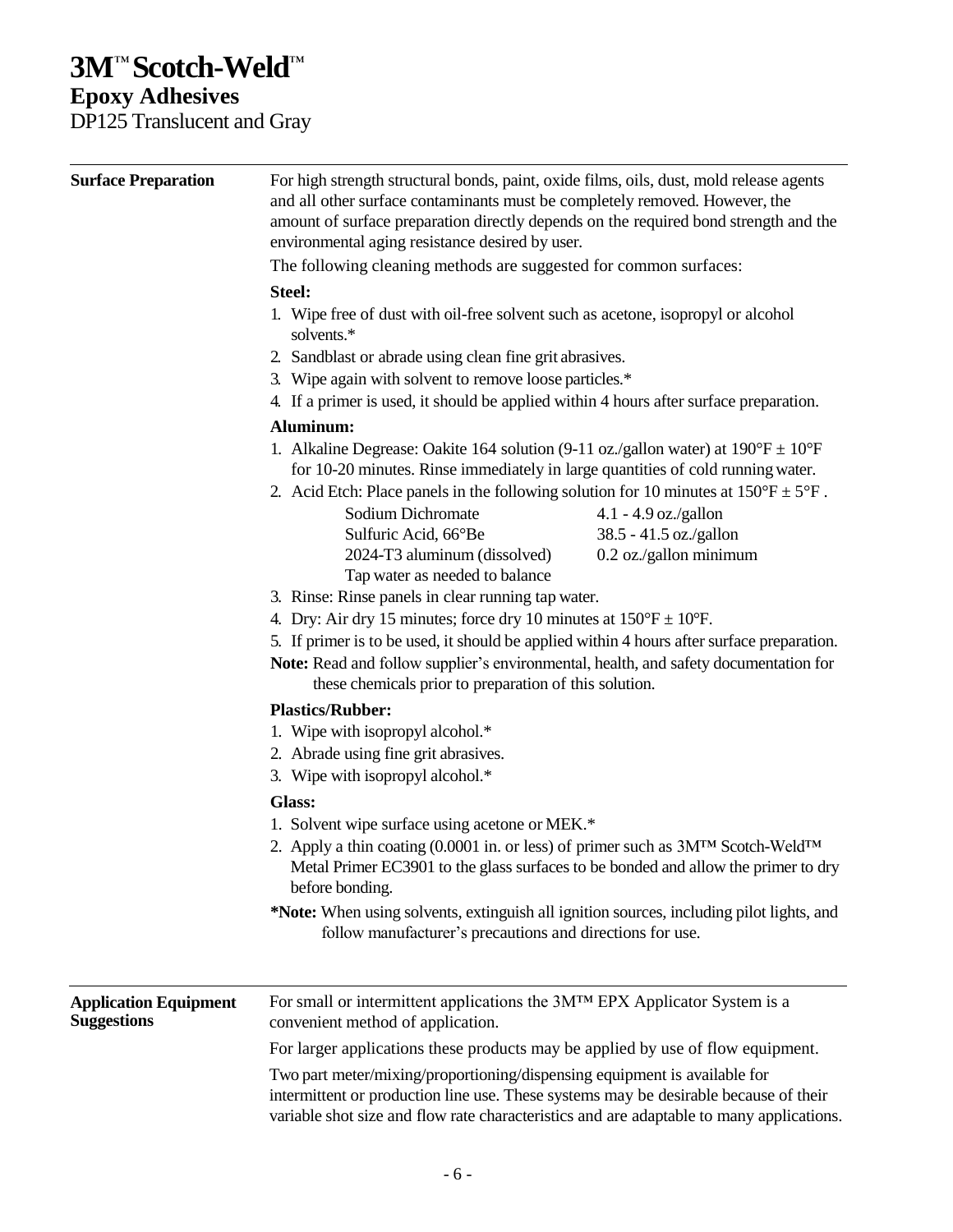# 3M™ Scotch-Weld™

## Epoxy Adhesives

DP125 Translucent and Gray

---

## Surface Preparation

For high strength structural bonds, paint, oxide films, oils, dust, mold release agents and all other surface contaminants must be completely removed. However, the amount of surface preparation directly depends on the required bond strength and the environmental aging resistance desired by user.

The following cleaning methods are suggested for common surfaces:

**Steel:**

1. Wipe free of dust with oil-free solvent such as acetone, isopropyl or alcohol solvents.*
2. Sandblast or abrade using clean fine grit abrasives.
3. Wipe again with solvent to remove loose particles.*
4. If a primer is used, it should be applied within 4 hours after surface preparation.

**Aluminum:**

1. Alkaline Degrease: Oakite 164 solution (9-11 oz./gallon water) at 190°F ± 10°F for 10-20 minutes. Rinse immediately in large quantities of cold running water.
2. Acid Etch: Place panels in the following solution for 10 minutes at 150°F ± 5°F .

| | |
|---|---|
| Sodium Dichromate | 4.1 - 4.9 oz./gallon |
| Sulfuric Acid, 66°Be | 38.5 - 41.5 oz./gallon |
| 2024-T3 aluminum (dissolved) | 0.2 oz./gallon minimum |
| Tap water as needed to balance | |

3. Rinse: Rinse panels in clear running tap water.
4. Dry: Air dry 15 minutes; force dry 10 minutes at 150°F ± 10°F.
5. If primer is to be used, it should be applied within 4 hours after surface preparation.

**Note:** Read and follow supplier's environmental, health, and safety documentation for these chemicals prior to preparation of this solution.

**Plastics/Rubber:**

1. Wipe with isopropyl alcohol.*
2. Abrade using fine grit abrasives.
3. Wipe with isopropyl alcohol.*

**Glass:**

1. Solvent wipe surface using acetone or MEK.*
2. Apply a thin coating (0.0001 in. or less) of primer such as 3M™ Scotch-Weld™ Metal Primer EC3901 to the glass surfaces to be bonded and allow the primer to dry before bonding.

**\*Note:** When using solvents, extinguish all ignition sources, including pilot lights, and follow manufacturer's precautions and directions for use.

---

## Application Equipment Suggestions

For small or intermittent applications the 3M™ EPX Applicator System is a convenient method of application.

For larger applications these products may be applied by use of flow equipment.

Two part meter/mixing/proportioning/dispensing equipment is available for intermittent or production line use. These systems may be desirable because of their variable shot size and flow rate characteristics and are adaptable to many applications.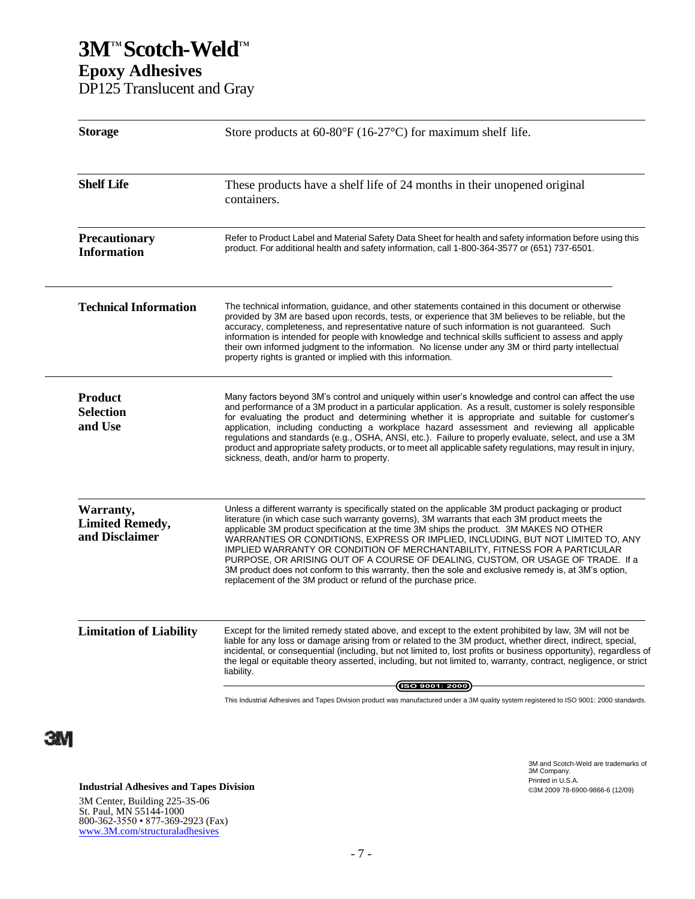# 3M™ Scotch-Weld™

## Epoxy Adhesives

DP125 Translucent and Gray

| | |
|---|---|
| **Storage** | Store products at 60-80°F (16-27°C) for maximum shelf life. |
| **Shelf Life** | These products have a shelf life of 24 months in their unopened original containers. |
| **Precautionary Information** | Refer to Product Label and Material Safety Data Sheet for health and safety information before using this product. For additional health and safety information, call 1-800-364-3577 or (651) 737-6501. |

**Technical Information**

The technical information, guidance, and other statements contained in this document or otherwise provided by 3M are based upon records, tests, or experience that 3M believes to be reliable, but the accuracy, completeness, and representative nature of such information is not guaranteed. Such information is intended for people with knowledge and technical skills sufficient to assess and apply their own informed judgment to the information. No license under any 3M or third party intellectual property rights is granted or implied with this information.

**Product Selection and Use**

Many factors beyond 3M's control and uniquely within user's knowledge and control can affect the use and performance of a 3M product in a particular application. As a result, customer is solely responsible for evaluating the product and determining whether it is appropriate and suitable for customer's application, including conducting a workplace hazard assessment and reviewing all applicable regulations and standards (e.g., OSHA, ANSI, etc.). Failure to properly evaluate, select, and use a 3M product and appropriate safety products, or to meet all applicable safety regulations, may result in injury, sickness, death, and/or harm to property.

**Warranty, Limited Remedy, and Disclaimer**

Unless a different warranty is specifically stated on the applicable 3M product packaging or product literature (in which case such warranty governs), 3M warrants that each 3M product meets the applicable 3M product specification at the time 3M ships the product. 3M MAKES NO OTHER WARRANTIES OR CONDITIONS, EXPRESS OR IMPLIED, INCLUDING, BUT NOT LIMITED TO, ANY IMPLIED WARRANTY OR CONDITION OF MERCHANTABILITY, FITNESS FOR A PARTICULAR PURPOSE, OR ARISING OUT OF A COURSE OF DEALING, CUSTOM, OR USAGE OF TRADE. If a 3M product does not conform to this warranty, then the sole and exclusive remedy is, at 3M's option, replacement of the 3M product or refund of the purchase price.

**Limitation of Liability**

Except for the limited remedy stated above, and except to the extent prohibited by law, 3M will not be liable for any loss or damage arising from or related to the 3M product, whether direct, indirect, special, incidental, or consequential (including, but not limited to, lost profits or business opportunity), regardless of the legal or equitable theory asserted, including, but not limited to, warranty, contract, negligence, or strict liability.

ISO 9001: 2000

This Industrial Adhesives and Tapes Division product was manufactured under a 3M quality system registered to ISO 9001: 2000 standards.

3M

**Industrial Adhesives and Tapes Division**

3M Center, Building 225-3S-06
St. Paul, MN 55144-1000
800-362-3550 • 877-369-2923 (Fax)
www.3M.com/structuraladhesives

3M and Scotch-Weld are trademarks of 3M Company.
Printed in U.S.A.
©3M 2009 78-6900-9866-6 (12/09)